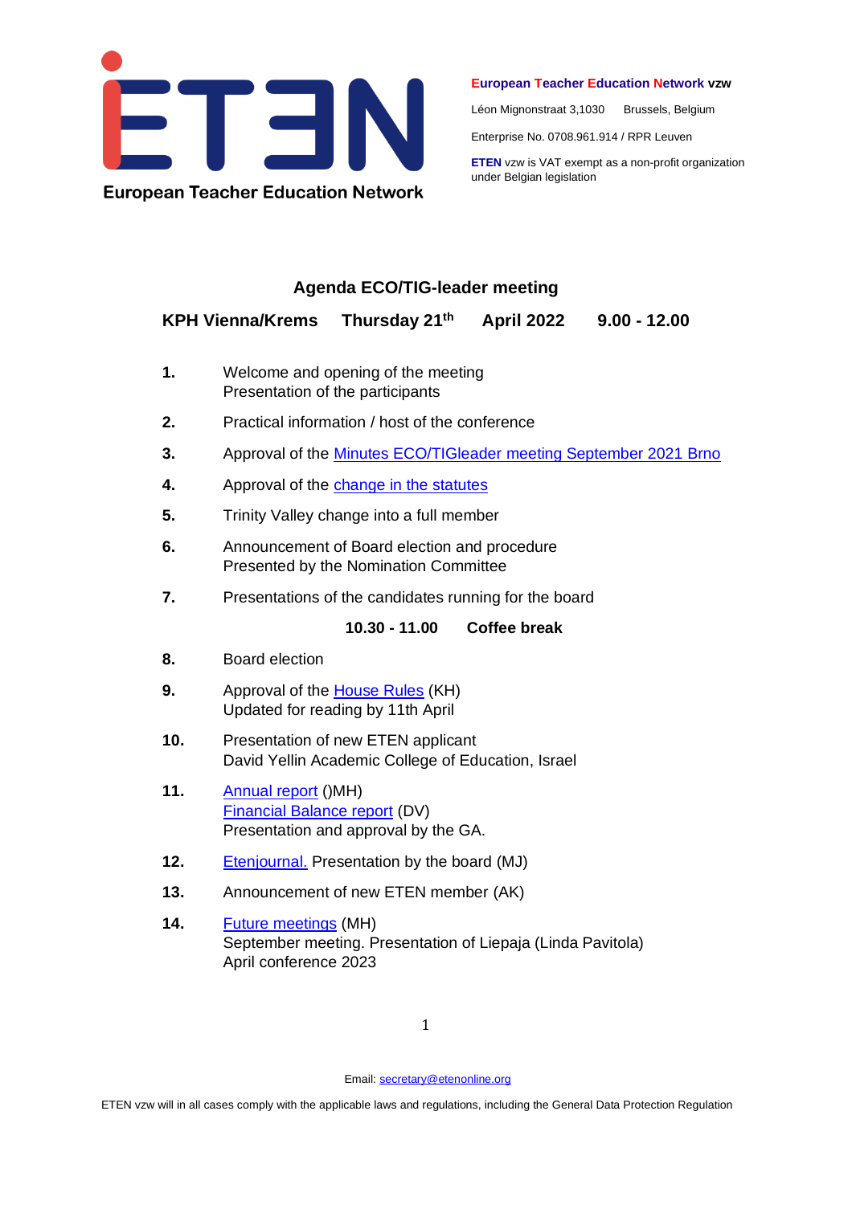European Teacher Education Network

**European Teacher Education Network vzw**

Léon Mignonstraat 3,1030 Brussels, Belgium

Enterprise No. 0708.961.914 / RPR Leuven

**ETEN** vzw is VAT exempt as a non-profit organization under Belgian legislation

## Agenda ECO/TIG-leader meeting

**KPH Vienna/Krems Thursday 21th April 2022 9.00 - 12.00**

**1.** Welcome and opening of the meeting
Presentation of the participants

**2.** Practical information / host of the conference

**3.** Approval of the Minutes ECO/TIGleader meeting September 2021 Brno

**4.** Approval of the change in the statutes

**5.** Trinity Valley change into a full member

**6.** Announcement of Board election and procedure
Presented by the Nomination Committee

**7.** Presentations of the candidates running for the board

**10.30 - 11.00 Coffee break**

**8.** Board election

**9.** Approval of the House Rules (KH)
Updated for reading by 11th April

**10.** Presentation of new ETEN applicant
David Yellin Academic College of Education, Israel

**11.** Annual report ()MH)
Financial Balance report (DV)
Presentation and approval by the GA.

**12.** Etenjournal. Presentation by the board (MJ)

**13.** Announcement of new ETEN member (AK)

**14.** Future meetings (MH)
September meeting. Presentation of Liepaja (Linda Pavitola)
April conference 2023

Email: secretary@etenonline.org

ETEN vzw will in all cases comply with the applicable laws and regulations, including the General Data Protection Regulation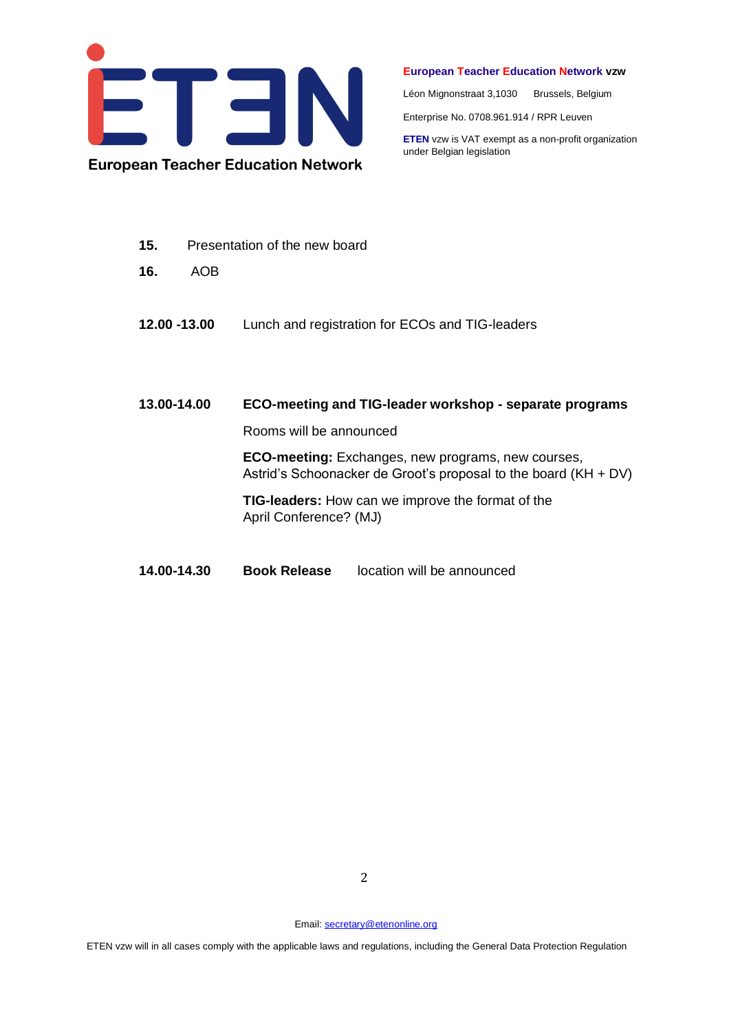**European Teacher Education Network vzw**

Léon Mignonstraat 3,1030 Brussels, Belgium

Enterprise No. 0708.961.914 / RPR Leuven

**ETEN** vzw is VAT exempt as a non-profit organization under Belgian legislation

**15.** Presentation of the new board

**16.** AOB

**12.00 -13.00** Lunch and registration for ECOs and TIG-leaders

**13.00-14.00** **ECO-meeting and TIG-leader workshop - separate programs**

Rooms will be announced

**ECO-meeting:** Exchanges, new programs, new courses, Astrid's Schoonacker de Groot's proposal to the board (KH + DV)

**TIG-leaders:** How can we improve the format of the April Conference? (MJ)

**14.00-14.30** **Book Release** location will be announced

Email: secretary@etenonline.org

ETEN vzw will in all cases comply with the applicable laws and regulations, including the General Data Protection Regulation